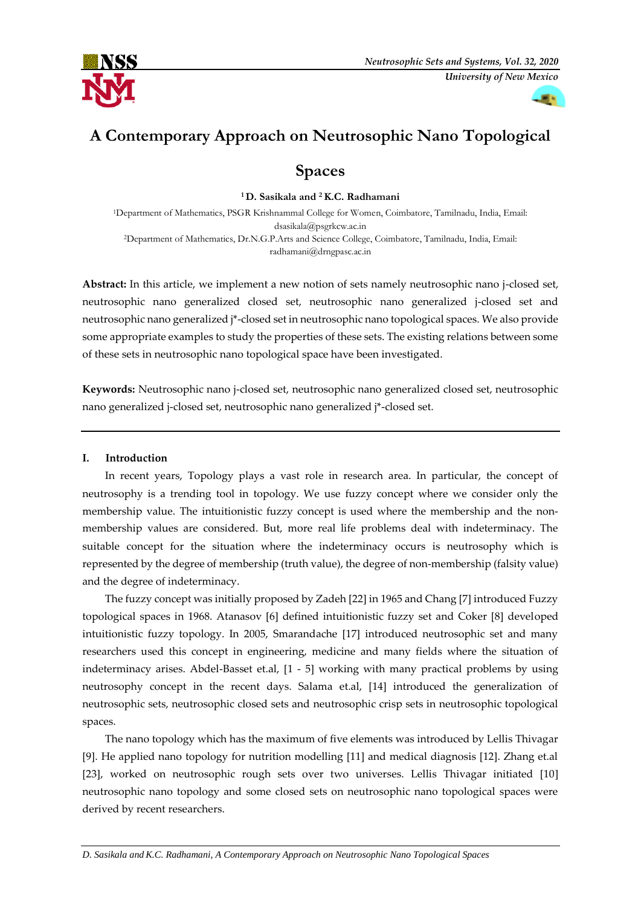# A Contemporary Approach on Neutrosophic Nano Topological Spaces

**[1] D. Sasikala and [2] K.C. Radhamani**

[1]Department of Mathematics, PSGR Krishnammal College for Women, Coimbatore, Tamilnadu, India, Email: dsasikala@psgrkcw.ac.in

[2]Department of Mathematics, Dr.N.G.P.Arts and Science College, Coimbatore, Tamilnadu, India, Email: radhamani@drngpasc.ac.in

**Abstract:** In this article, we implement a new notion of sets namely neutrosophic nano j-closed set, neutrosophic nano generalized closed set, neutrosophic nano generalized j-closed set and neutrosophic nano generalized j*-closed set in neutrosophic nano topological spaces. We also provide some appropriate examples to study the properties of these sets. The existing relations between some of these sets in neutrosophic nano topological space have been investigated.

**Keywords:** Neutrosophic nano j-closed set, neutrosophic nano generalized closed set, neutrosophic nano generalized j-closed set, neutrosophic nano generalized j*-closed set.

## I. Introduction

In recent years, Topology plays a vast role in research area. In particular, the concept of neutrosophy is a trending tool in topology. We use fuzzy concept where we consider only the membership value. The intuitionistic fuzzy concept is used where the membership and the non-membership values are considered. But, more real life problems deal with indeterminacy. The suitable concept for the situation where the indeterminacy occurs is neutrosophy which is represented by the degree of membership (truth value), the degree of non-membership (falsity value) and the degree of indeterminacy.

The fuzzy concept was initially proposed by Zadeh [22] in 1965 and Chang [7] introduced Fuzzy topological spaces in 1968. Atanasov [6] defined intuitionistic fuzzy set and Coker [8] developed intuitionistic fuzzy topology. In 2005, Smarandache [17] introduced neutrosophic set and many researchers used this concept in engineering, medicine and many fields where the situation of indeterminacy arises. Abdel-Basset et.al, [1 - 5] working with many practical problems by using neutrosophy concept in the recent days. Salama et.al, [14] introduced the generalization of neutrosophic sets, neutrosophic closed sets and neutrosophic crisp sets in neutrosophic topological spaces.

The nano topology which has the maximum of five elements was introduced by Lellis Thivagar [9]. He applied nano topology for nutrition modelling [11] and medical diagnosis [12]. Zhang et.al [23], worked on neutrosophic rough sets over two universes. Lellis Thivagar initiated [10] neutrosophic nano topology and some closed sets on neutrosophic nano topological spaces were derived by recent researchers.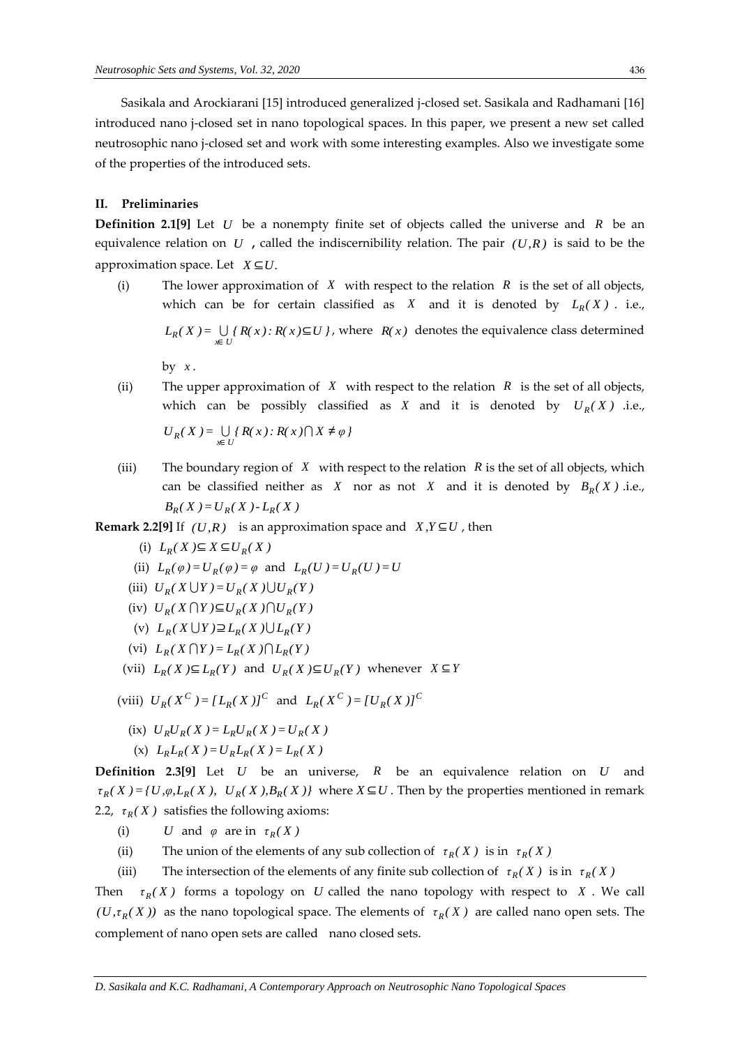Sasikala and Arockiarani [15] introduced generalized j-closed set. Sasikala and Radhamani [16] introduced nano j-closed set in nano topological spaces. In this paper, we present a new set called neutrosophic nano j-closed set and work with some interesting examples. Also we investigate some of the properties of the introduced sets.

## II. Preliminaries

**Definition 2.1[9]** Let $U$ be a nonempty finite set of objects called the universe and $R$ be an equivalence relation on $U$ **,** called the indiscernibility relation. The pair $(U,R)$ is said to be the approximation space. Let $X \subseteq U$.

(i) The lower approximation of $X$ with respect to the relation $R$ is the set of all objects, which can be for certain classified as $X$ and it is denoted by $L_R(X)$ . i.e., $L_R(X) = \bigcup_{x \in U} \{ R(x) : R(x) \subseteq U \}$, where $R(x)$ denotes the equivalence class determined by $x$.

(ii) The upper approximation of $X$ with respect to the relation $R$ is the set of all objects, which can be possibly classified as $X$ and it is denoted by $U_R(X)$ .i.e., $U_R(X) = \bigcup_{x \in U} \{ R(x) : R(x) \cap X \neq \varphi \}$

(iii) The boundary region of $X$ with respect to the relation $R$ is the set of all objects, which can be classified neither as $X$ nor as not $X$ and it is denoted by $B_R(X)$ .i.e., $B_R(X) = U_R(X) - L_R(X)$

**Remark 2.2[9]** If $(U,R)$ is an approximation space and $X, Y \subseteq U$ , then

(i) $L_R(X) \subseteq X \subseteq U_R(X)$

(ii) $L_R(\varphi) = U_R(\varphi) = \varphi$ and $L_R(U) = U_R(U) = U$

(iii) $U_R(X \cup Y) = U_R(X) \cup U_R(Y)$

(iv) $U_R(X \cap Y) \subseteq U_R(X) \cap U_R(Y)$

(v) $L_R(X \cup Y) \supseteq L_R(X) \cup L_R(Y)$

(vi) $L_R(X \cap Y) = L_R(X) \cap L_R(Y)$

(vii) $L_R(X) \subseteq L_R(Y)$ and $U_R(X) \subseteq U_R(Y)$ whenever $X \subseteq Y$

(viii) $U_R(X^C) = [L_R(X)]^C$ and $L_R(X^C) = [U_R(X)]^C$

(ix) $U_R U_R(X) = L_R U_R(X) = U_R(X)$

(x) $L_R L_R(X) = U_R L_R(X) = L_R(X)$

**Definition 2.3[9]** Let $U$ be an universe, $R$ be an equivalence relation on $U$ and $\tau_R(X) = \{U, \varphi, L_R(X), U_R(X), B_R(X)\}$ where $X \subseteq U$. Then by the properties mentioned in remark 2.2, $\tau_R(X)$ satisfies the following axioms:

(i) $U$ and $\varphi$ are in $\tau_R(X)$

(ii) The union of the elements of any sub collection of $\tau_R(X)$ is in $\tau_R(X)$

(iii) The intersection of the elements of any finite sub collection of $\tau_R(X)$ is in $\tau_R(X)$

Then $\tau_R(X)$ forms a topology on $U$ called the nano topology with respect to $X$ . We call $(U, \tau_R(X))$ as the nano topological space. The elements of $\tau_R(X)$ are called nano open sets. The complement of nano open sets are called nano closed sets.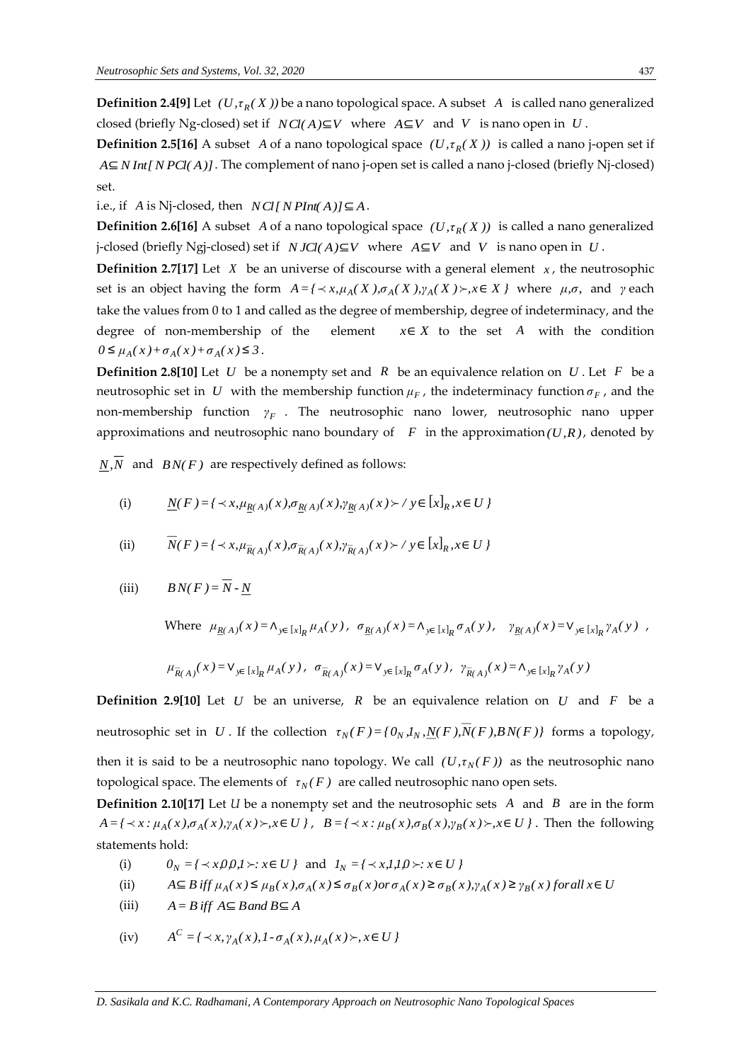**Definition 2.4[9]** Let $(U,\tau_R(X))$ be a nano topological space. A subset $A$ is called nano generalized closed (briefly Ng-closed) set if $NCl(A) \subseteq V$ where $A \subseteq V$ and $V$ is nano open in $U$.

**Definition 2.5[16]** A subset $A$ of a nano topological space $(U,\tau_R(X))$ is called a nano j-open set if $A \subseteq N\,Int[N\,PCl(A)]$. The complement of nano j-open set is called a nano j-closed (briefly Nj-closed) set.

i.e., if $A$ is Nj-closed, then $N\,Cl[N\,PInt(A)] \subseteq A$.

**Definition 2.6[16]** A subset $A$ of a nano topological space $(U,\tau_R(X))$ is called a nano generalized j-closed (briefly Ngj-closed) set if $N\,JCl(A) \subseteq V$ where $A \subseteq V$ and $V$ is nano open in $U$.

**Definition 2.7[17]** Let $X$ be an universe of discourse with a general element $x$, the neutrosophic set is an object having the form $A = \{\prec x, \mu_A(X), \sigma_A(X), \gamma_A(X) \succ, x \in X\}$ where $\mu, \sigma,$ and $\gamma$ each take the values from 0 to 1 and called as the degree of membership, degree of indeterminacy, and the degree of non-membership of the element $x \in X$ to the set $A$ with the condition $0 \leq \mu_A(x) + \sigma_A(x) + \sigma_A(x) \leq 3$.

**Definition 2.8[10]** Let $U$ be a nonempty set and $R$ be an equivalence relation on $U$. Let $F$ be a neutrosophic set in $U$ with the membership function $\mu_F$, the indeterminacy function $\sigma_F$, and the non-membership function $\gamma_F$. The neutrosophic nano lower, neutrosophic nano upper approximations and neutrosophic nano boundary of $F$ in the approximation $(U,R)$, denoted by $\underline{N}, \overline{N}$ and $BN(F)$ are respectively defined as follows:

(i) $\underline{N}(F) = \{\prec x, \mu_{\underline{R}(A)}(x), \sigma_{\underline{R}(A)}(x), \gamma_{\underline{R}(A)}(x) \succ / y \in [x]_R, x \in U\}$

(ii) $\overline{N}(F) = \{\prec x, \mu_{\overline{R}(A)}(x), \sigma_{\overline{R}(A)}(x), \gamma_{\overline{R}(A)}(x) \succ / y \in [x]_R, x \in U\}$

(iii) $BN(F) = \overline{N} - \underline{N}$

Where $\mu_{\underline{R}(A)}(x) = \wedge_{y \in [x]_R} \mu_A(y)$, $\sigma_{\underline{R}(A)}(x) = \wedge_{y \in [x]_R} \sigma_A(y)$, $\gamma_{\underline{R}(A)}(x) = \vee_{y \in [x]_R} \gamma_A(y)$,

$\mu_{\overline{R}(A)}(x) = \vee_{y \in [x]_R} \mu_A(y)$, $\sigma_{\overline{R}(A)}(x) = \vee_{y \in [x]_R} \sigma_A(y)$, $\gamma_{\overline{R}(A)}(x) = \wedge_{y \in [x]_R} \gamma_A(y)$

**Definition 2.9[10]** Let $U$ be an universe, $R$ be an equivalence relation on $U$ and $F$ be a neutrosophic set in $U$. If the collection $\tau_N(F) = \{0_N, 1_N, \underline{N}(F), \overline{N}(F), BN(F)\}$ forms a topology, then it is said to be a neutrosophic nano topology. We call $(U,\tau_N(F))$ as the neutrosophic nano topological space. The elements of $\tau_N(F)$ are called neutrosophic nano open sets.

**Definition 2.10[17]** Let $U$ be a nonempty set and the neutrosophic sets $A$ and $B$ are in the form $A = \{\prec x : \mu_A(x), \sigma_A(x), \gamma_A(x) \succ, x \in U\}$, $B = \{\prec x : \mu_B(x), \sigma_B(x), \gamma_B(x) \succ, x \in U\}$. Then the following statements hold:

(i) $0_N = \{\prec x, 0, 0, 1 \succ : x \in U\}$ and $1_N = \{\prec x, 1, 1, 0 \succ : x \in U\}$

(ii) $A \subseteq B$ iff $\mu_A(x) \leq \mu_B(x), \sigma_A(x) \leq \sigma_B(x)$ or $\sigma_A(x) \geq \sigma_B(x), \gamma_A(x) \geq \gamma_B(x)$ for all $x \in U$

(iii) $A = B$ iff $A \subseteq B$ and $B \subseteq A$

(iv) $A^C = \{\prec x, \gamma_A(x), 1 - \sigma_A(x), \mu_A(x) \succ, x \in U\}$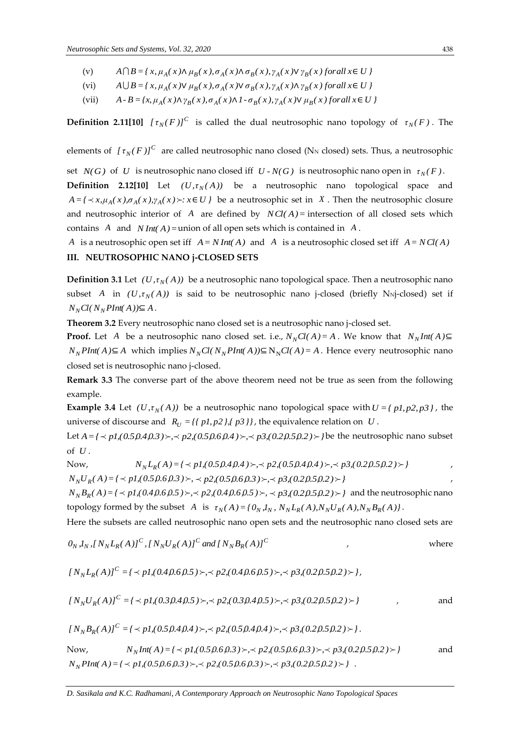(v) $A \cap B = \{ x, \mu_A(x) \wedge \mu_B(x), \sigma_A(x) \wedge \sigma_B(x), \gamma_A(x) \vee \gamma_B(x) \; for all \; x \in U \}$

(vi) $A \cup B = \{ x, \mu_A(x) \vee \mu_B(x), \sigma_A(x) \vee \sigma_B(x), \gamma_A(x) \wedge \gamma_B(x) \; for all \; x \in U \}$

(vii) $A - B = \{ x, \mu_A(x) \wedge \gamma_B(x), \sigma_A(x) \wedge 1 - \sigma_B(x), \gamma_A(x) \vee \mu_B(x) \; for all \; x \in U \}$

**Definition 2.11[10]** $[\tau_N(F)]^C$ is called the dual neutrosophic nano topology of $\tau_N(F)$. The elements of $[\tau_N(F)]^C$ are called neutrosophic nano closed ($N_N$ closed) sets. Thus, a neutrosophic set $N(G)$ of $U$ is neutrosophic nano closed iff $U - N(G)$ is neutrosophic nano open in $\tau_N(F)$.

**Definition 2.12[10]** Let $(U, \tau_N(A))$ be a neutrosophic nano topological space and $A = \{ \prec x, \mu_A(x), \sigma_A(x), \gamma_A(x) \succ : x \in U \}$ be a neutrosophic set in $X$. Then the neutrosophic closure and neutrosophic interior of $A$ are defined by $NCl(A)$ = intersection of all closed sets which contains $A$ and $N\,Int(A)$ = union of all open sets which is contained in $A$.

$A$ is a neutrosophic open set iff $A = N\,Int(A)$ and $A$ is a neutrosophic closed set iff $A = NCl(A)$

## III. NEUTROSOPHIC NANO j-CLOSED SETS

**Definition 3.1** Let $(U, \tau_N(A))$ be a neutrosophic nano topological space. Then a neutrosophic nano subset $A$ in $(U, \tau_N(A))$ is said to be neutrosophic nano j-closed (briefly $N_N$j-closed) set if $N_N Cl(N_N PInt(A)) \subseteq A$.

**Theorem 3.2** Every neutrosophic nano closed set is a neutrosophic nano j-closed set.

**Proof.** Let $A$ be a neutrosophic nano closed set. i.e., $N_N Cl(A) = A$. We know that $N_N Int(A) \subseteq N_N PInt(A) \subseteq A$ which implies $N_N Cl(N_N PInt(A)) \subseteq N_N Cl(A) = A$. Hence every neutrosophic nano closed set is neutrosophic nano j-closed.

**Remark 3.3** The converse part of the above theorem need not be true as seen from the following example.

**Example 3.4** Let $(U, \tau_N(A))$ be a neutrosophic nano topological space with $U = \{ p1, p2, p3 \}$, the universe of discourse and $R_U = \{ \{ p1, p2 \}, \{ p3 \} \}$, the equivalence relation on $U$.

Let $A = \{ \prec p1, (0.5, 0.4, 0.3) \succ, \prec p2, (0.5, 0.6, 0.4) \succ, \prec p3, (0.2, 0.5, 0.2) \succ \}$ be the neutrosophic nano subset of $U$.

Now, $N_N L_R(A) = \{ \prec p1, (0.5, 0.4, 0.4) \succ, \prec p2, (0.5, 0.4, 0.4) \succ, \prec p3, (0.2, 0.5, 0.2) \succ \}$,

$N_N U_R(A) = \{ \prec p1, (0.5, 0.6, 0.3) \succ, \prec p2, (0.5, 0.6, 0.3) \succ, \prec p3, (0.2, 0.5, 0.2) \succ \}$,

$N_N B_R(A) = \{ \prec p1, (0.4, 0.6, 0.5) \succ, \prec p2, (0.4, 0.6, 0.5) \succ, \prec p3, (0.2, 0.5, 0.2) \succ \}$ and the neutrosophic nano topology formed by the subset $A$ is $\tau_N(A) = \{ 0_N, 1_N, N_N L_R(A), N_N U_R(A), N_N B_R(A) \}$.

Here the subsets are called neutrosophic nano open sets and the neutrosophic nano closed sets are

$0_N, 1_N, [N_N L_R(A)]^C, [N_N U_R(A)]^C \text{ and } [N_N B_R(A)]^C$, where

$[N_N L_R(A)]^C = \{ \prec p1, (0.4, 0.6, 0.5) \succ, \prec p2, (0.4, 0.6, 0.5) \succ, \prec p3, (0.2, 0.5, 0.2) \succ \}$,

$[N_N U_R(A)]^C = \{ \prec p1, (0.3, 0.4, 0.5) \succ, \prec p2, (0.3, 0.4, 0.5) \succ, \prec p3, (0.2, 0.5, 0.2) \succ \}$, and

$[N_N B_R(A)]^C = \{ \prec p1, (0.5, 0.4, 0.4) \succ, \prec p2, (0.5, 0.4, 0.4) \succ, \prec p3, (0.2, 0.5, 0.2) \succ \}$.

Now, $N_N Int(A) = \{ \prec p1, (0.5, 0.6, 0.3) \succ, \prec p2, (0.5, 0.6, 0.3) \succ, \prec p3, (0.2, 0.5, 0.2) \succ \}$ and $N_N PInt(A) = \{ \prec p1, (0.5, 0.6, 0.3) \succ, \prec p2, (0.5, 0.6, 0.3) \succ, \prec p3, (0.2, 0.5, 0.2) \succ \}$.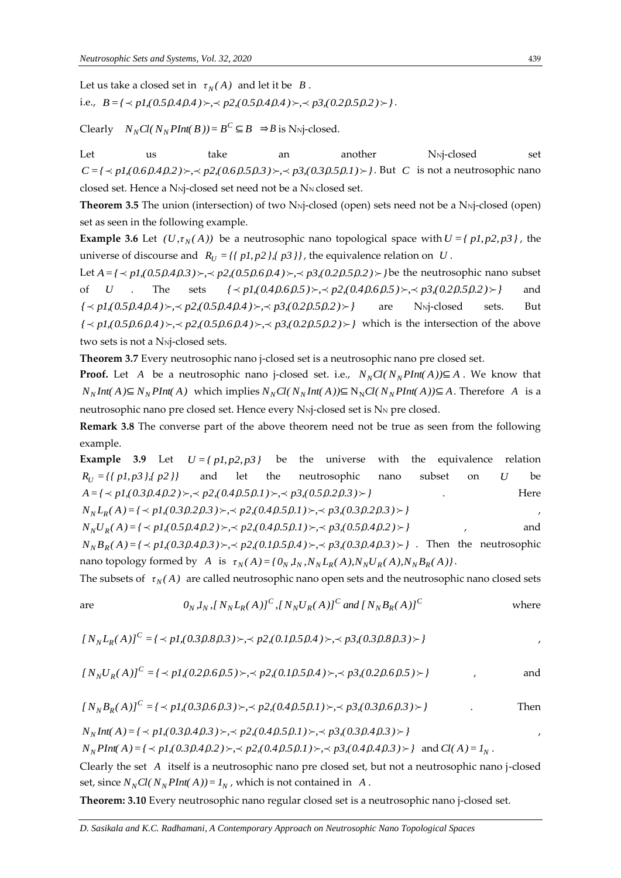Let us take a closed set in $\tau_N(A)$ and let it be $B$.

i.e., $B = \{ \prec p1,(0.5,0.4,0.4) \succ, \prec p2,(0.5,0.4,0.4) \succ, \prec p3,(0.2,0.5,0.2) \succ \}$.

Clearly $N_N Cl(N_N PInt(B)) = B^C \subseteq B \Rightarrow B$ is $N_N$j-closed.

Let us take an another $N_N$j-closed set $C = \{ \prec p1,(0.6,0.4,0.2) \succ, \prec p2,(0.6,0.5,0.3) \succ, \prec p3,(0.3,0.5,0.1) \succ \}$. But $C$ is not a neutrosophic nano closed set. Hence a $N_N$j-closed set need not be a $N_N$ closed set.

**Theorem 3.5** The union (intersection) of two $N_N$j-closed (open) sets need not be a $N_N$j-closed (open) set as seen in the following example.

**Example 3.6** Let $(U, \tau_N(A))$ be a neutrosophic nano topological space with $U = \{ p1, p2, p3 \}$, the universe of discourse and $R_U = \{\{ p1, p2 \}, \{ p3 \}\}$, the equivalence relation on $U$.

Let $A = \{ \prec p1,(0.5,0.4,0.3) \succ, \prec p2,(0.5,0.6,0.4) \succ, \prec p3,(0.2,0.5,0.2) \succ \}$ be the neutrosophic nano subset of $U$. The sets $\{ \prec p1,(0.4,0.6,0.5) \succ, \prec p2,(0.4,0.6,0.5) \succ, \prec p3,(0.2,0.5,0.2) \succ \}$ and $\{ \prec p1,(0.5,0.4,0.4) \succ, \prec p2,(0.5,0.4,0.4) \succ, \prec p3,(0.2,0.5,0.2) \succ \}$ are $N_N$j-closed sets. But $\{ \prec p1,(0.5,0.6,0.4) \succ, \prec p2,(0.5,0.6,0.4) \succ, \prec p3,(0.2,0.5,0.2) \succ \}$ which is the intersection of the above two sets is not a $N_N$j-closed sets.

**Theorem 3.7** Every neutrosophic nano j-closed set is a neutrosophic nano pre closed set.

**Proof.** Let $A$ be a neutrosophic nano j-closed set. i.e., $N_N Cl(N_N PInt(A)) \subseteq A$. We know that $N_N Int(A) \subseteq N_N PInt(A)$ which implies $N_N Cl(N_N Int(A)) \subseteq N_N Cl(N_N PInt(A)) \subseteq A$. Therefore $A$ is a neutrosophic nano pre closed set. Hence every $N_N$j-closed set is $N_N$ pre closed.

**Remark 3.8** The converse part of the above theorem need not be true as seen from the following example.

**Example 3.9** Let $U = \{ p1, p2, p3 \}$ be the universe with the equivalence relation $R_U = \{\{ p1, p3 \}, \{ p2 \}\}$ and let the neutrosophic nano subset on $U$ be $A = \{ \prec p1,(0.3,0.4,0.2) \succ, \prec p2,(0.4,0.5,0.1) \succ, \prec p3,(0.5,0.2,0.3) \succ \}$. Here $N_N L_R(A) = \{ \prec p1,(0.3,0.2,0.3) \succ, \prec p2,(0.4,0.5,0.1) \succ, \prec p3,(0.3,0.2,0.3) \succ \}$, $N_N U_R(A) = \{ \prec p1,(0.5,0.4,0.2) \succ, \prec p2,(0.4,0.5,0.1) \succ, \prec p3,(0.5,0.4,0.2) \succ \}$, and $N_N B_R(A) = \{ \prec p1,(0.3,0.4,0.3) \succ, \prec p2,(0.1,0.5,0.4) \succ, \prec p3,(0.3,0.4,0.3) \succ \}$. Then the neutrosophic nano topology formed by $A$ is $\tau_N(A) = \{ 0_N, 1_N, N_N L_R(A), N_N U_R(A), N_N B_R(A) \}$.

The subsets of $\tau_N(A)$ are called neutrosophic nano open sets and the neutrosophic nano closed sets are

$$0_N, 1_N, [N_N L_R(A)]^C, [N_N U_R(A)]^C \text{ and } [N_N B_R(A)]^C$$

where

$[N_N L_R(A)]^C = \{ \prec p1,(0.3,0.8,0.3) \succ, \prec p2,(0.1,0.5,0.4) \succ, \prec p3,(0.3,0.8,0.3) \succ \}$,

$[N_N U_R(A)]^C = \{ \prec p1,(0.2,0.6,0.5) \succ, \prec p2,(0.1,0.5,0.4) \succ, \prec p3,(0.2,0.6,0.5) \succ \}$, and

$[N_N B_R(A)]^C = \{ \prec p1,(0.3,0.6,0.3) \succ, \prec p2,(0.4,0.5,0.1) \succ, \prec p3,(0.3,0.6,0.3) \succ \}$. Then

$N_N Int(A) = \{ \prec p1,(0.3,0.4,0.3) \succ, \prec p2,(0.4,0.5,0.1) \succ, \prec p3,(0.3,0.4,0.3) \succ \}$,

$N_N PInt(A) = \{ \prec p1,(0.3,0.4,0.2) \succ, \prec p2,(0.4,0.5,0.1) \succ, \prec p3,(0.4,0.4,0.3) \succ \}$ and $Cl(A) = 1_N$.

Clearly the set $A$ itself is a neutrosophic nano pre closed set, but not a neutrosophic nano j-closed set, since $N_N Cl(N_N PInt(A)) = 1_N$, which is not contained in $A$.

**Theorem: 3.10** Every neutrosophic nano regular closed set is a neutrosophic nano j-closed set.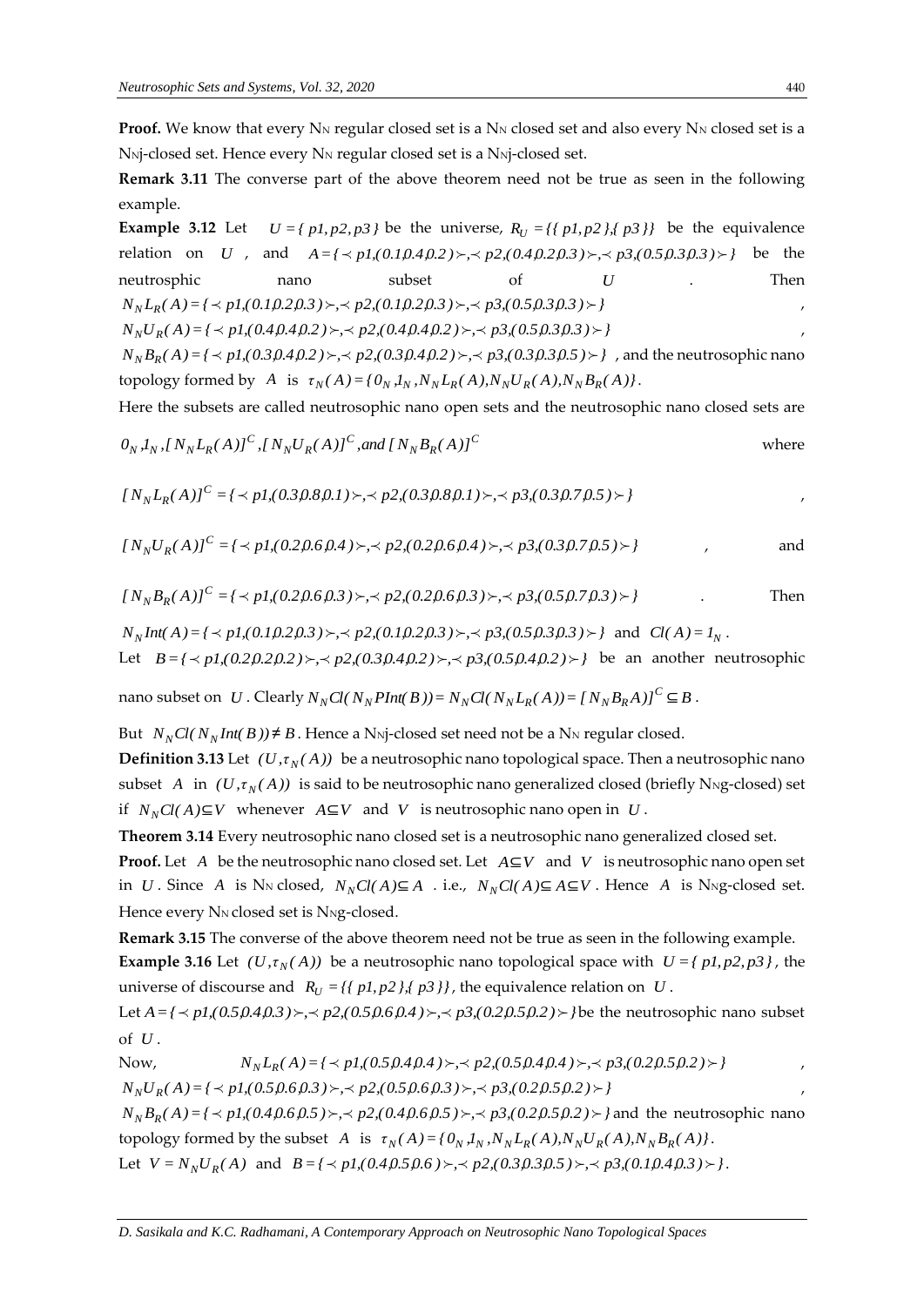**Proof.** We know that every $N_N$ regular closed set is a $N_N$ closed set and also every $N_N$ closed set is a $N_N$j-closed set. Hence every $N_N$ regular closed set is a $N_N$j-closed set.

**Remark 3.11** The converse part of the above theorem need not be true as seen in the following example.

**Example 3.12** Let $U = \{p1, p2, p3\}$ be the universe, $R_U = \{\{p1, p2\}, \{p3\}\}$ be the equivalence relation on $U$, and $A = \{\prec p1,(0.1,0.4,0.2)\succ, \prec p2,(0.4,0.2,0.3)\succ, \prec p3,(0.5,0.3,0.3)\succ\}$ be the neutrosphic nano subset of $U$. Then

$N_N L_R(A) = \{\prec p1,(0.1,0.2,0.3)\succ, \prec p2,(0.1,0.2,0.3)\succ, \prec p3,(0.5,0.3,0.3)\succ\}$,

$N_N U_R(A) = \{\prec p1,(0.4,0.4,0.2)\succ, \prec p2,(0.4,0.4,0.2)\succ, \prec p3,(0.5,0.3,0.3)\succ\}$,

$N_N B_R(A) = \{\prec p1,(0.3,0.4,0.2)\succ, \prec p2,(0.3,0.4,0.2)\succ, \prec p3,(0.3,0.3,0.5)\succ\}$, and the neutrosophic nano topology formed by $A$ is $\tau_N(A) = \{0_N, 1_N, N_N L_R(A), N_N U_R(A), N_N B_R(A)\}$.

Here the subsets are called neutrosophic nano open sets and the neutrosophic nano closed sets are

$0_N, 1_N, [N_N L_R(A)]^C, [N_N U_R(A)]^C, and\ [N_N B_R(A)]^C$ where

$[N_N L_R(A)]^C = \{\prec p1,(0.3,0.8,0.1)\succ, \prec p2,(0.3,0.8,0.1)\succ, \prec p3,(0.3,0.7,0.5)\succ\}$,

$[N_N U_R(A)]^C = \{\prec p1,(0.2,0.6,0.4)\succ, \prec p2,(0.2,0.6,0.4)\succ, \prec p3,(0.3,0.7,0.5)\succ\}$, and

$[N_N B_R(A)]^C = \{\prec p1,(0.2,0.6,0.3)\succ, \prec p2,(0.2,0.6,0.3)\succ, \prec p3,(0.5,0.7,0.3)\succ\}$. Then

$N_N Int(A) = \{\prec p1,(0.1,0.2,0.3)\succ, \prec p2,(0.1,0.2,0.3)\succ, \prec p3,(0.5,0.3,0.3)\succ\}$ and $Cl(A) = 1_N$.

Let $B = \{\prec p1,(0.2,0.2,0.2)\succ, \prec p2,(0.3,0.4,0.2)\succ, \prec p3,(0.5,0.4,0.2)\succ\}$ be an another neutrosophic nano subset on $U$. Clearly $N_N Cl(N_N PInt(B)) = N_N Cl(N_N L_R(A)) = [N_N B_R A)]^C \subseteq B$.

But $N_N Cl(N_N Int(B)) \neq B$. Hence a $N_N$j-closed set need not be a $N_N$ regular closed.

**Definition 3.13** Let $(U, \tau_N(A))$ be a neutrosophic nano topological space. Then a neutrosophic nano subset $A$ in $(U, \tau_N(A))$ is said to be neutrosophic nano generalized closed (briefly $N_N$g-closed) set if $N_N Cl(A) \subseteq V$ whenever $A \subseteq V$ and $V$ is neutrosophic nano open in $U$.

**Theorem 3.14** Every neutrosophic nano closed set is a neutrosophic nano generalized closed set.

**Proof.** Let $A$ be the neutrosophic nano closed set. Let $A \subseteq V$ and $V$ is neutrosophic nano open set in $U$. Since $A$ is $N_N$ closed, $N_N Cl(A) \subseteq A$. i.e., $N_N Cl(A) \subseteq A \subseteq V$. Hence $A$ is $N_N$g-closed set. Hence every $N_N$ closed set is $N_N$g-closed.

**Remark 3.15** The converse of the above theorem need not be true as seen in the following example.

**Example 3.16** Let $(U, \tau_N(A))$ be a neutrosophic nano topological space with $U = \{p1, p2, p3\}$, the universe of discourse and $R_U = \{\{p1, p2\}, \{p3\}\}$, the equivalence relation on $U$.

Let $A = \{\prec p1,(0.5,0.4,0.3)\succ, \prec p2,(0.5,0.6,0.4)\succ, \prec p3,(0.2,0.5,0.2)\succ\}$ be the neutrosophic nano subset of $U$.

Now, $N_N L_R(A) = \{\prec p1,(0.5,0.4,0.4)\succ, \prec p2,(0.5,0.4,0.4)\succ, \prec p3,(0.2,0.5,0.2)\succ\}$,

$N_N U_R(A) = \{\prec p1,(0.5,0.6,0.3)\succ, \prec p2,(0.5,0.6,0.3)\succ, \prec p3,(0.2,0.5,0.2)\succ\}$,

$N_N B_R(A) = \{\prec p1,(0.4,0.6,0.5)\succ, \prec p2,(0.4,0.6,0.5)\succ, \prec p3,(0.2,0.5,0.2)\succ\}$ and the neutrosophic nano topology formed by the subset $A$ is $\tau_N(A) = \{0_N, 1_N, N_N L_R(A), N_N U_R(A), N_N B_R(A)\}$.

Let $V = N_N U_R(A)$ and $B = \{\prec p1,(0.4,0.5,0.6)\succ, \prec p2,(0.3,0.3,0.5)\succ, \prec p3,(0.1,0.4,0.3)\succ\}$.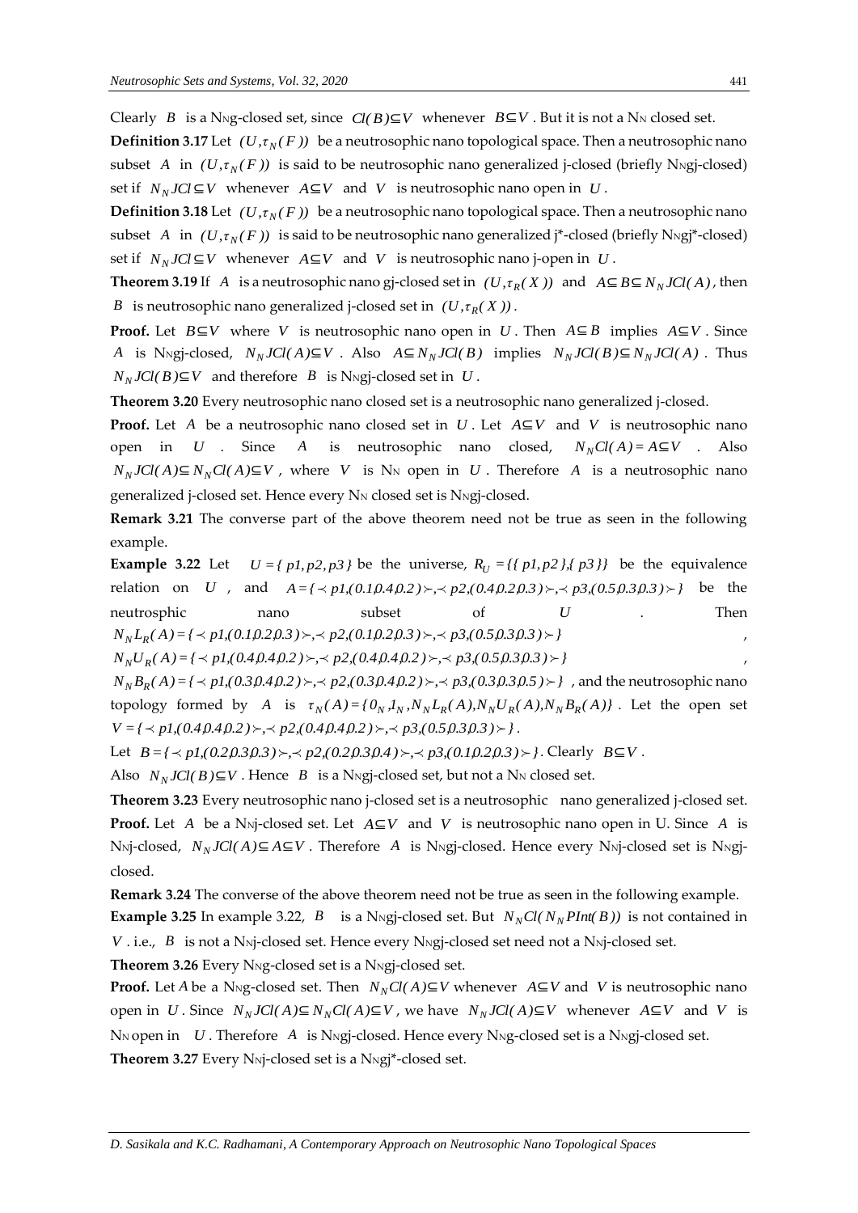Clearly $B$ is a $N_N$g-closed set, since $Cl(B) \subseteq V$ whenever $B \subseteq V$. But it is not a $N_N$ closed set.

**Definition 3.17** Let $(U, \tau_N(F))$ be a neutrosophic nano topological space. Then a neutrosophic nano subset $A$ in $(U, \tau_N(F))$ is said to be neutrosophic nano generalized j-closed (briefly $N_N$gj-closed) set if $N_N JCl \subseteq V$ whenever $A \subseteq V$ and $V$ is neutrosophic nano open in $U$.

**Definition 3.18** Let $(U, \tau_N(F))$ be a neutrosophic nano topological space. Then a neutrosophic nano subset $A$ in $(U, \tau_N(F))$ is said to be neutrosophic nano generalized j*-closed (briefly $N_N$gj*-closed) set if $N_N JCl \subseteq V$ whenever $A \subseteq V$ and $V$ is neutrosophic nano j-open in $U$.

**Theorem 3.19** If $A$ is a neutrosophic nano gj-closed set in $(U, \tau_R(X))$ and $A \subseteq B \subseteq N_N JCl(A)$, then $B$ is neutrosophic nano generalized j-closed set in $(U, \tau_R(X))$.

**Proof.** Let $B \subseteq V$ where $V$ is neutrosophic nano open in $U$. Then $A \subseteq B$ implies $A \subseteq V$. Since $A$ is $N_N$gj-closed, $N_N JCl(A) \subseteq V$. Also $A \subseteq N_N JCl(B)$ implies $N_N JCl(B) \subseteq N_N JCl(A)$. Thus $N_N JCl(B) \subseteq V$ and therefore $B$ is $N_N$gj-closed set in $U$.

**Theorem 3.20** Every neutrosophic nano closed set is a neutrosophic nano generalized j-closed.

**Proof.** Let $A$ be a neutrosophic nano closed set in $U$. Let $A \subseteq V$ and $V$ is neutrosophic nano open in $U$. Since $A$ is neutrosophic nano closed, $N_N Cl(A) = A \subseteq V$. Also $N_N JCl(A) \subseteq N_N Cl(A) \subseteq V$, where $V$ is $N_N$ open in $U$. Therefore $A$ is a neutrosophic nano generalized j-closed set. Hence every $N_N$ closed set is $N_N$gj-closed.

**Remark 3.21** The converse part of the above theorem need not be true as seen in the following example.

**Example 3.22** Let $U = \{p1, p2, p3\}$ be the universe, $R_U = \{\{p1, p2\}, \{p3\}\}$ be the equivalence relation on $U$, and $A = \{\prec p1, (0.1, 0.4, 0.2) \succ, \prec p2, (0.4, 0.2, 0.3) \succ, \prec p3, (0.5, 0.3, 0.3) \succ\}$ be the neutrosphic nano subset of $U$. Then
$N_N L_R(A) = \{\prec p1, (0.1, 0.2, 0.3) \succ, \prec p2, (0.1, 0.2, 0.3) \succ, \prec p3, (0.5, 0.3, 0.3) \succ\}$,
$N_N U_R(A) = \{\prec p1, (0.4, 0.4, 0.2) \succ, \prec p2, (0.4, 0.4, 0.2) \succ, \prec p3, (0.5, 0.3, 0.3) \succ\}$,
$N_N B_R(A) = \{\prec p1, (0.3, 0.4, 0.2) \succ, \prec p2, (0.3, 0.4, 0.2) \succ, \prec p3, (0.3, 0.3, 0.5) \succ\}$, and the neutrosophic nano topology formed by $A$ is $\tau_N(A) = \{0_N, 1_N, N_N L_R(A), N_N U_R(A), N_N B_R(A)\}$. Let the open set $V = \{\prec p1, (0.4, 0.4, 0.2) \succ, \prec p2, (0.4, 0.4, 0.2) \succ, \prec p3, (0.5, 0.3, 0.3) \succ\}$.

Let $B = \{\prec p1, (0.2, 0.3, 0.3) \succ, \prec p2, (0.2, 0.3, 0.4) \succ, \prec p3, (0.1, 0.2, 0.3) \succ\}$. Clearly $B \subseteq V$.

Also $N_N JCl(B) \subseteq V$. Hence $B$ is a $N_N$gj-closed set, but not a $N_N$ closed set.

**Theorem 3.23** Every neutrosophic nano j-closed set is a neutrosophic nano generalized j-closed set.

**Proof.** Let $A$ be a $N_N$j-closed set. Let $A \subseteq V$ and $V$ is neutrosophic nano open in U. Since $A$ is $N_N$j-closed, $N_N JCl(A) \subseteq A \subseteq V$. Therefore $A$ is $N_N$gj-closed. Hence every $N_N$j-closed set is $N_N$gj-closed.

**Remark 3.24** The converse of the above theorem need not be true as seen in the following example.

**Example 3.25** In example 3.22, $B$ is a $N_N$gj-closed set. But $N_N Cl(N_N PInt(B))$ is not contained in $V$. i.e., $B$ is not a $N_N$j-closed set. Hence every $N_N$gj-closed set need not a $N_N$j-closed set.

**Theorem 3.26** Every $N_N$g-closed set is a $N_N$gj-closed set.

**Proof.** Let $A$ be a $N_N$g-closed set. Then $N_N Cl(A) \subseteq V$ whenever $A \subseteq V$ and $V$ is neutrosophic nano open in $U$. Since $N_N JCl(A) \subseteq N_N Cl(A) \subseteq V$, we have $N_N JCl(A) \subseteq V$ whenever $A \subseteq V$ and $V$ is $N_N$ open in $U$. Therefore $A$ is $N_N$gj-closed. Hence every $N_N$g-closed set is a $N_N$gj-closed set.

**Theorem 3.27** Every $N_N$j-closed set is a $N_N$gj*-closed set.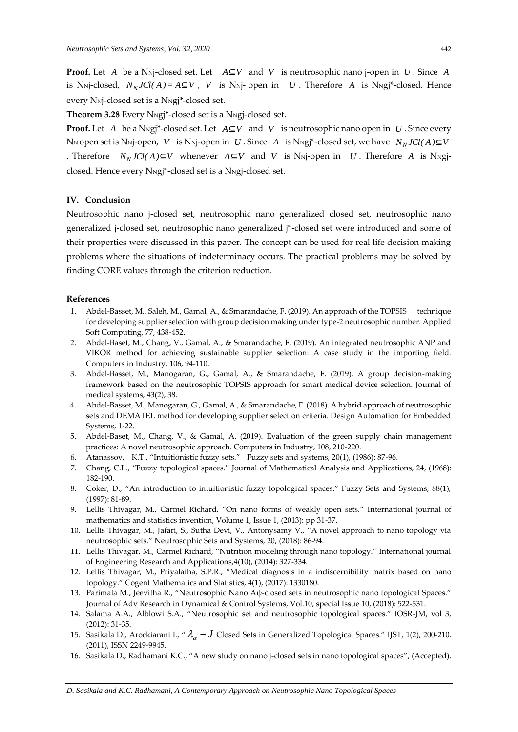**Proof.** Let $A$ be a $N_N$j-closed set. Let $A \subseteq V$ and $V$ is neutrosophic nano j-open in $U$. Since $A$ is $N_N$j-closed, $N_N JCl(A) = A \subseteq V$, $V$ is $N_N$j- open in $U$. Therefore $A$ is $N_N$gj*-closed. Hence every $N_N$j-closed set is a $N_N$gj*-closed set.

**Theorem 3.28** Every $N_N$gj*-closed set is a $N_N$gj-closed set.

**Proof.** Let $A$ be a $N_N$gj*-closed set. Let $A \subseteq V$ and $V$ is neutrosophic nano open in $U$. Since every $N_N$ open set is $N_N$j-open, $V$ is $N_N$j-open in $U$. Since $A$ is $N_N$gj*-closed set, we have $N_N JCl(A) \subseteq V$. Therefore $N_N JCl(A) \subseteq V$ whenever $A \subseteq V$ and $V$ is $N_N$j-open in $U$. Therefore $A$ is $N_N$gj-closed. Hence every $N_N$gj*-closed set is a $N_N$gj-closed set.

## IV. Conclusion

Neutrosophic nano j-closed set, neutrosophic nano generalized closed set, neutrosophic nano generalized j-closed set, neutrosophic nano generalized j*-closed set were introduced and some of their properties were discussed in this paper. The concept can be used for real life decision making problems where the situations of indeterminacy occurs. The practical problems may be solved by finding CORE values through the criterion reduction.

## References

1. Abdel-Basset, M., Saleh, M., Gamal, A., & Smarandache, F. (2019). An approach of the TOPSIS technique for developing supplier selection with group decision making under type-2 neutrosophic number. Applied Soft Computing, 77, 438-452.
2. Abdel-Baset, M., Chang, V., Gamal, A., & Smarandache, F. (2019). An integrated neutrosophic ANP and VIKOR method for achieving sustainable supplier selection: A case study in the importing field. Computers in Industry, 106, 94-110.
3. Abdel-Basset, M., Manogaran, G., Gamal, A., & Smarandache, F. (2019). A group decision-making framework based on the neutrosophic TOPSIS approach for smart medical device selection. Journal of medical systems, 43(2), 38.
4. Abdel-Basset, M., Manogaran, G., Gamal, A., & Smarandache, F. (2018). A hybrid approach of neutrosophic sets and DEMATEL method for developing supplier selection criteria. Design Automation for Embedded Systems, 1-22.
5. Abdel-Baset, M., Chang, V., & Gamal, A. (2019). Evaluation of the green supply chain management practices: A novel neutrosophic approach. Computers in Industry, 108, 210-220.
6. Atanassov, K.T., "Intuitionistic fuzzy sets." Fuzzy sets and systems, 20(1), (1986): 87-96.
7. Chang, C.L., "Fuzzy topological spaces." Journal of Mathematical Analysis and Applications, 24, (1968): 182-190.
8. Coker, D., "An introduction to intuitionistic fuzzy topological spaces." Fuzzy Sets and Systems, 88(1), (1997): 81-89.
9. Lellis Thivagar, M., Carmel Richard, "On nano forms of weakly open sets." International journal of mathematics and statistics invention, Volume 1, Issue 1, (2013): pp 31-37.
10. Lellis Thivagar, M., Jafari, S., Sutha Devi, V., Antonysamy V., "A novel approach to nano topology via neutrosophic sets." Neutrosophic Sets and Systems, 20, (2018): 86-94.
11. Lellis Thivagar, M., Carmel Richard, "Nutrition modeling through nano topology." International journal of Engineering Research and Applications,4(10), (2014): 327-334.
12. Lellis Thivagar, M., Priyalatha, S.P.R., "Medical diagnosis in a indiscernibility matrix based on nano topology." Cogent Mathematics and Statistics, 4(1), (2017): 1330180.
13. Parimala M., Jeevitha R., "Neutrosophic Nano Aψ-closed sets in neutrosophic nano topological Spaces." Journal of Adv Research in Dynamical & Control Systems, Vol.10, special Issue 10, (2018): 522-531.
14. Salama A.A., Alblowi S.A., "Neutrosophic set and neutrosophic topological spaces." IOSR-JM, vol 3, (2012): 31-35.
15. Sasikala D., Arockiarani I., "$\lambda_\alpha - J$ Closed Sets in Generalized Topological Spaces." IJST, 1(2), 200-210. (2011), ISSN 2249-9945.
16. Sasikala D., Radhamani K.C., "A new study on nano j-closed sets in nano topological spaces", (Accepted).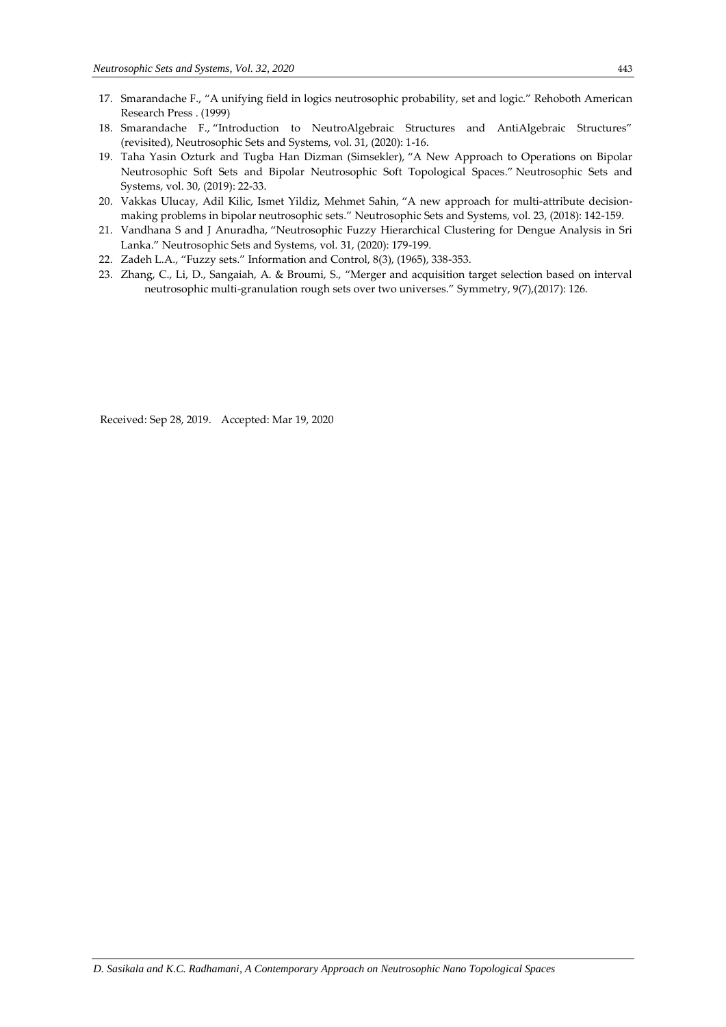17. Smarandache F., "A unifying field in logics neutrosophic probability, set and logic." Rehoboth American Research Press . (1999)
18. Smarandache F., "Introduction to NeutroAlgebraic Structures and AntiAlgebraic Structures" (revisited), Neutrosophic Sets and Systems, vol. 31, (2020): 1-16.
19. Taha Yasin Ozturk and Tugba Han Dizman (Simsekler), "A New Approach to Operations on Bipolar Neutrosophic Soft Sets and Bipolar Neutrosophic Soft Topological Spaces." Neutrosophic Sets and Systems, vol. 30, (2019): 22-33.
20. Vakkas Ulucay, Adil Kilic, Ismet Yildiz, Mehmet Sahin, "A new approach for multi-attribute decision-making problems in bipolar neutrosophic sets." Neutrosophic Sets and Systems, vol. 23, (2018): 142-159.
21. Vandhana S and J Anuradha, "Neutrosophic Fuzzy Hierarchical Clustering for Dengue Analysis in Sri Lanka." Neutrosophic Sets and Systems, vol. 31, (2020): 179-199.
22. Zadeh L.A., "Fuzzy sets." Information and Control, 8(3), (1965), 338-353.
23. Zhang, C., Li, D., Sangaiah, A. & Broumi, S., "Merger and acquisition target selection based on interval neutrosophic multi-granulation rough sets over two universes." Symmetry, 9(7),(2017): 126.

Received: Sep 28, 2019. Accepted: Mar 19, 2020